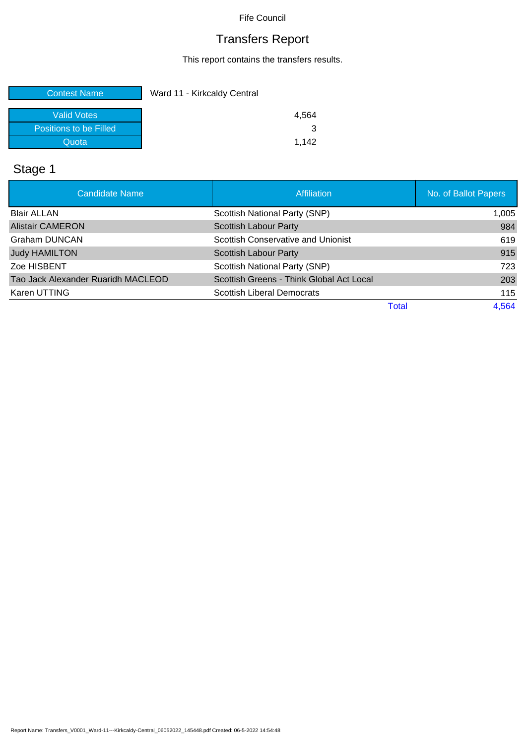Fife Council

# Transfers Report

This report contains the transfers results.

| | |
|---|---|
| Contest Name | Ward 11 - Kirkcaldy Central |

| | |
|---|---|
| Valid Votes | 4,564 |
| Positions to be Filled | 3 |
| Quota | 1,142 |

## Stage 1

| Candidate Name | Affiliation | No. of Ballot Papers |
|---|---|---|
| Blair ALLAN | Scottish National Party (SNP) | 1,005 |
| Alistair CAMERON | Scottish Labour Party | 984 |
| Graham DUNCAN | Scottish Conservative and Unionist | 619 |
| Judy HAMILTON | Scottish Labour Party | 915 |
| Zoe HISBENT | Scottish National Party (SNP) | 723 |
| Tao Jack Alexander Ruaridh MACLEOD | Scottish Greens - Think Global Act Local | 203 |
| Karen UTTING | Scottish Liberal Democrats | 115 |
| | Total | 4,564 |

Report Name: Transfers_V0001_Ward-11---Kirkcaldy-Central_06052022_145448.pdf Created: 06-5-2022 14:54:48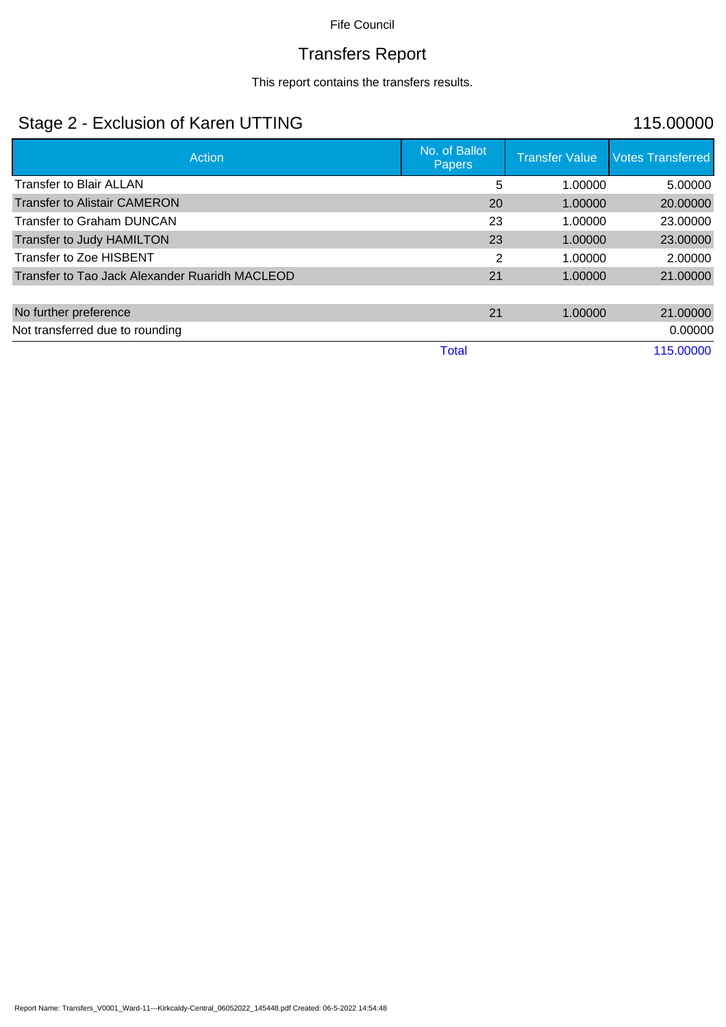Fife Council

# Transfers Report

This report contains the transfers results.

## Stage 2 - Exclusion of Karen UTTING

115.00000

| Action | No. of Ballot Papers | Transfer Value | Votes Transferred |
|---|---|---|---|
| Transfer to Blair ALLAN | 5 | 1.00000 | 5.00000 |
| Transfer to Alistair CAMERON | 20 | 1.00000 | 20.00000 |
| Transfer to Graham DUNCAN | 23 | 1.00000 | 23.00000 |
| Transfer to Judy HAMILTON | 23 | 1.00000 | 23.00000 |
| Transfer to Zoe HISBENT | 2 | 1.00000 | 2.00000 |
| Transfer to Tao Jack Alexander Ruaridh MACLEOD | 21 | 1.00000 | 21.00000 |
| | | | |
| No further preference | 21 | 1.00000 | 21.00000 |
| Not transferred due to rounding | | | 0.00000 |
| | Total | | 115.00000 |

Report Name: Transfers_V0001_Ward-11---Kirkcaldy-Central_06052022_145448.pdf Created: 06-5-2022 14:54:48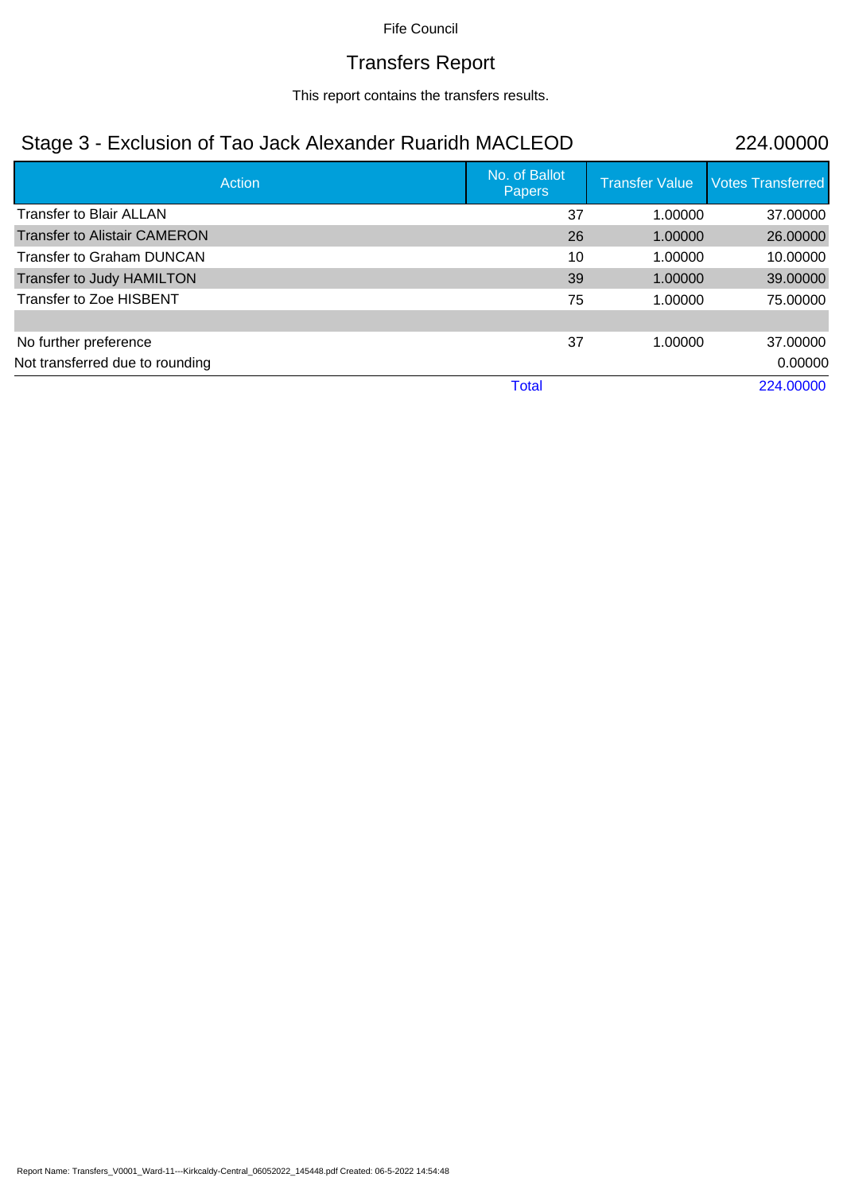Fife Council

# Transfers Report

This report contains the transfers results.

## Stage 3 - Exclusion of Tao Jack Alexander Ruaridh MACLEOD 224.00000

| Action | No. of Ballot Papers | Transfer Value | Votes Transferred |
|---|---|---|---|
| Transfer to Blair ALLAN | 37 | 1.00000 | 37.00000 |
| Transfer to Alistair CAMERON | 26 | 1.00000 | 26.00000 |
| Transfer to Graham DUNCAN | 10 | 1.00000 | 10.00000 |
| Transfer to Judy HAMILTON | 39 | 1.00000 | 39.00000 |
| Transfer to Zoe HISBENT | 75 | 1.00000 | 75.00000 |
| | | | |
| No further preference | 37 | 1.00000 | 37.00000 |
| Not transferred due to rounding | | | 0.00000 |
| | Total | | 224.00000 |

Report Name: Transfers_V0001_Ward-11---Kirkcaldy-Central_06052022_145448.pdf Created: 06-5-2022 14:54:48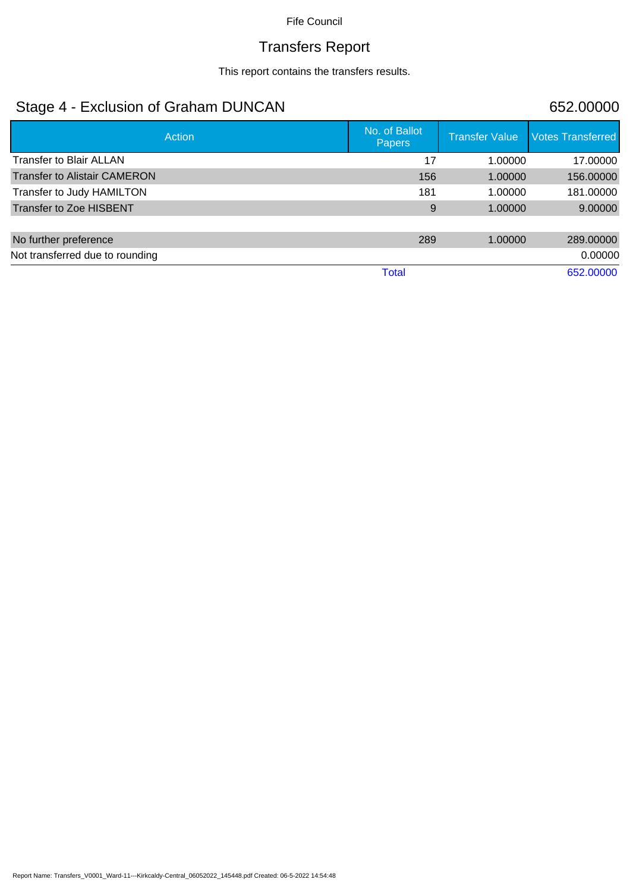Fife Council

# Transfers Report

This report contains the transfers results.

## Stage 4 - Exclusion of Graham DUNCAN

652.00000

| Action | No. of Ballot Papers | Transfer Value | Votes Transferred |
|---|---|---|---|
| Transfer to Blair ALLAN | 17 | 1.00000 | 17.00000 |
| Transfer to Alistair CAMERON | 156 | 1.00000 | 156.00000 |
| Transfer to Judy HAMILTON | 181 | 1.00000 | 181.00000 |
| Transfer to Zoe HISBENT | 9 | 1.00000 | 9.00000 |
| | | | |
| No further preference | 289 | 1.00000 | 289.00000 |
| Not transferred due to rounding | | | 0.00000 |
| | Total | | 652.00000 |

Report Name: Transfers_V0001_Ward-11---Kirkcaldy-Central_06052022_145448.pdf Created: 06-5-2022 14:54:48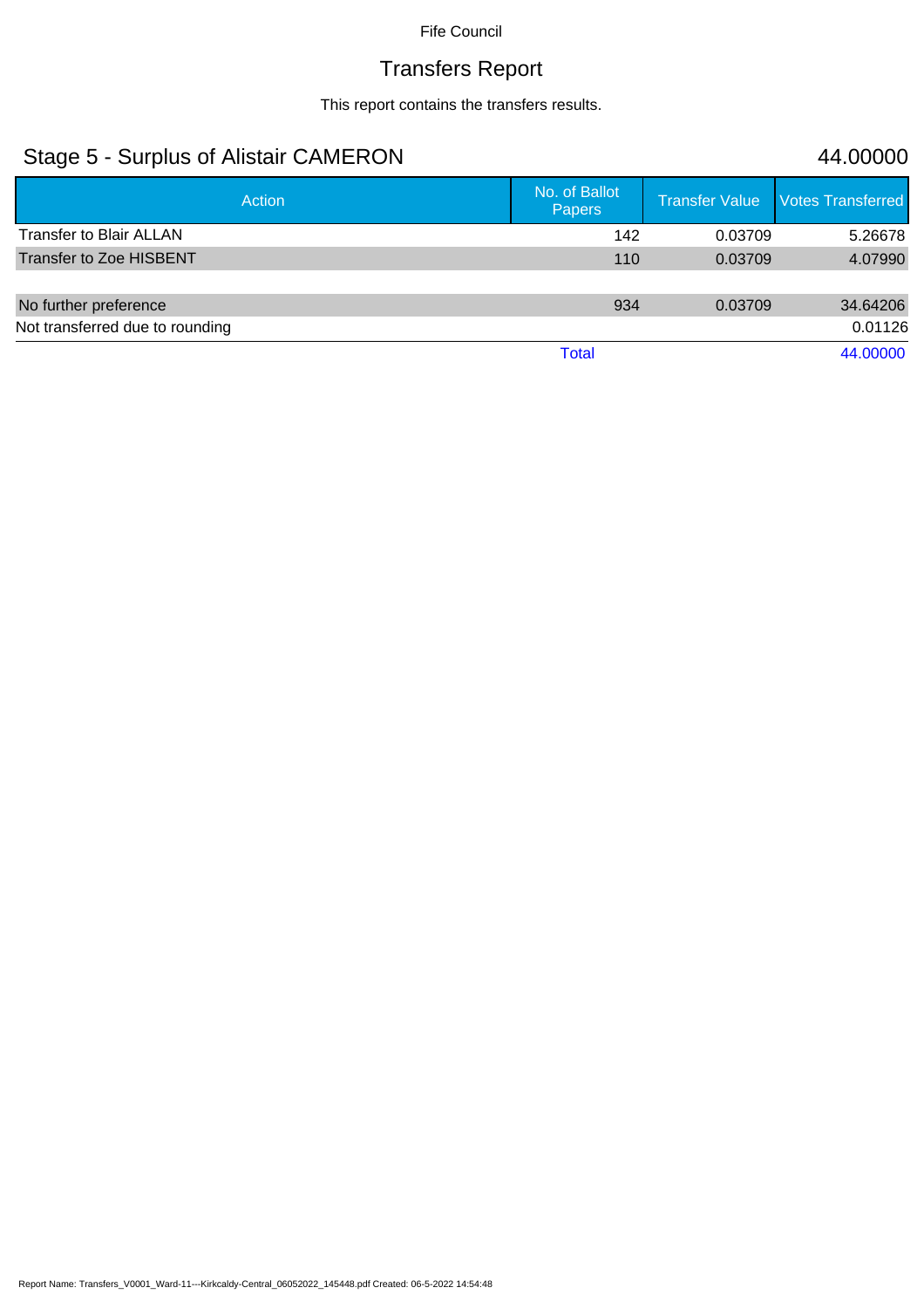Fife Council

# Transfers Report

This report contains the transfers results.

## Stage 5 - Surplus of Alistair CAMERON

44.00000

| Action | No. of Ballot Papers | Transfer Value | Votes Transferred |
|---|---|---|---|
| Transfer to Blair ALLAN | 142 | 0.03709 | 5.26678 |
| Transfer to Zoe HISBENT | 110 | 0.03709 | 4.07990 |
| | | | |
| No further preference | 934 | 0.03709 | 34.64206 |
| Not transferred due to rounding | | | 0.01126 |
| | Total | | 44.00000 |

Report Name: Transfers_V0001_Ward-11---Kirkcaldy-Central_06052022_145448.pdf Created: 06-5-2022 14:54:48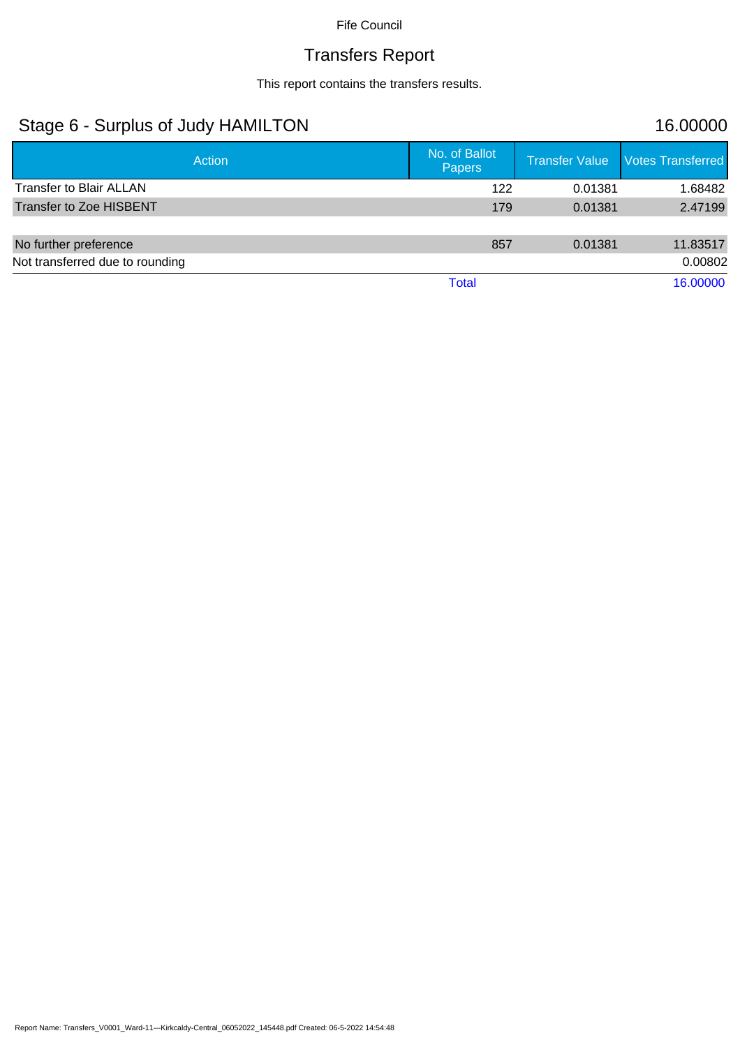Fife Council

# Transfers Report

This report contains the transfers results.

## Stage 6 - Surplus of Judy HAMILTON

16.00000

| Action | No. of Ballot Papers | Transfer Value | Votes Transferred |
|---|---|---|---|
| Transfer to Blair ALLAN | 122 | 0.01381 | 1.68482 |
| Transfer to Zoe HISBENT | 179 | 0.01381 | 2.47199 |
| | | | |
| No further preference | 857 | 0.01381 | 11.83517 |
| Not transferred due to rounding | | | 0.00802 |
| | Total | | 16.00000 |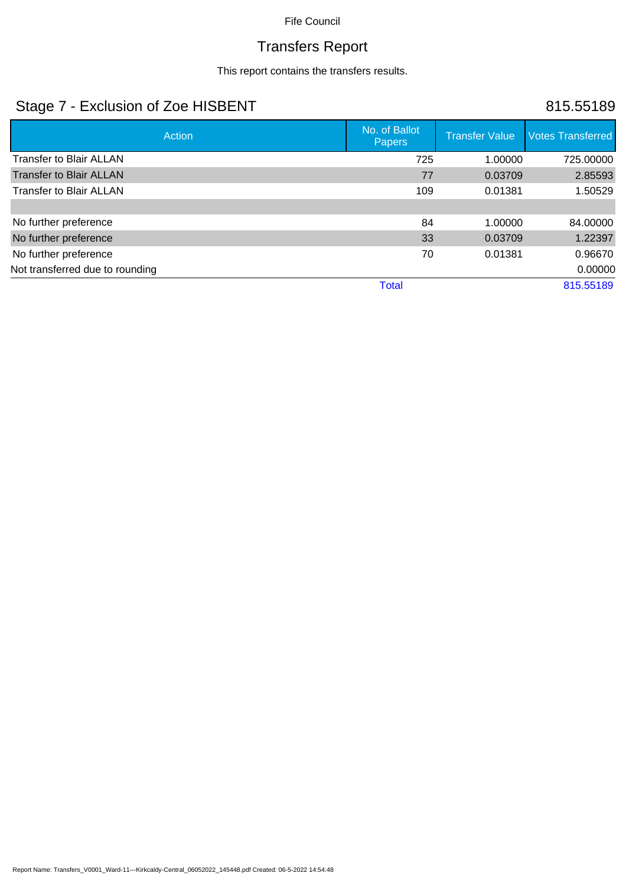Fife Council

# Transfers Report

This report contains the transfers results.

## Stage 7 - Exclusion of Zoe HISBENT

815.55189

| Action | No. of Ballot Papers | Transfer Value | Votes Transferred |
|---|---|---|---|
| Transfer to Blair ALLAN | 725 | 1.00000 | 725.00000 |
| Transfer to Blair ALLAN | 77 | 0.03709 | 2.85593 |
| Transfer to Blair ALLAN | 109 | 0.01381 | 1.50529 |
| | | | |
| No further preference | 84 | 1.00000 | 84.00000 |
| No further preference | 33 | 0.03709 | 1.22397 |
| No further preference | 70 | 0.01381 | 0.96670 |
| Not transferred due to rounding | | | 0.00000 |
| | Total | | 815.55189 |

Report Name: Transfers_V0001_Ward-11---Kirkcaldy-Central_06052022_145448.pdf Created: 06-5-2022 14:54:48